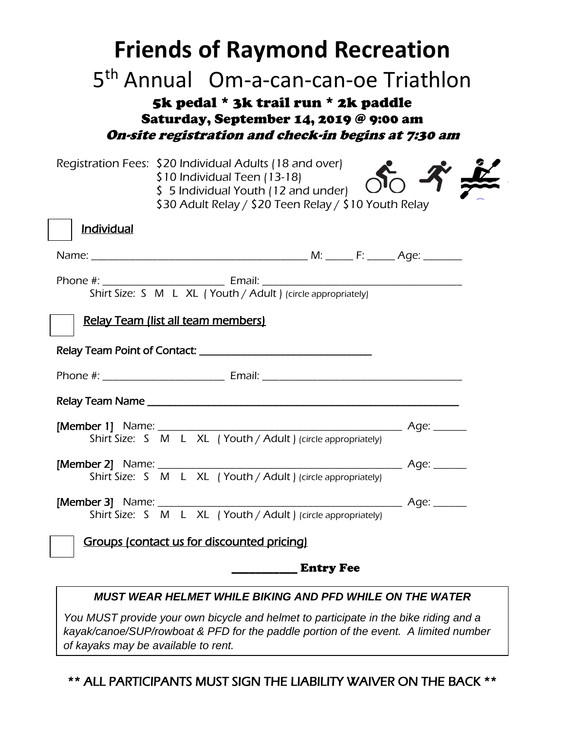# Friends of Raymond Recreation

## 5th Annual Om-a-can-can-oe Triathlon

### 5k pedal * 3k trail run * 2k paddle

### Saturday, September 14, 2019 @ 9:00 am

***On-site registration and check-in begins at 7:30 am***

Registration Fees: $20 Individual Adults (18 and over)
$10 Individual Teen (13-18)
$ 5 Individual Youth (12 and under)
$30 Adult Relay / $20 Teen Relay / $10 Youth Relay

☐ Individual

Name: ________________________________________ M: _____ F: _____ Age: _______

Phone #: ______________________ Email: ___________________________________

Shirt Size: S M L XL ( Youth / Adult ) (circle appropriately)

☐ Relay Team (list all team members)

Relay Team Point of Contact: ______________________________

Phone #: ______________________ Email: ___________________________________

Relay Team Name _______________________________________________________

[Member 1] Name: ____________________________________________ Age: ______
Shirt Size: S M L XL ( Youth / Adult ) (circle appropriately)

[Member 2] Name: ____________________________________________ Age: ______
Shirt Size: S M L XL ( Youth / Adult ) (circle appropriately)

[Member 3] Name: ____________________________________________ Age: ______
Shirt Size: S M L XL ( Youth / Adult ) (circle appropriately)

☐ Groups (contact us for discounted pricing)

__________ **Entry Fee**

***MUST WEAR HELMET WHILE BIKING AND PFD WHILE ON THE WATER***

*You MUST provide your own bicycle and helmet to participate in the bike riding and a kayak/canoe/SUP/rowboat & PFD for the paddle portion of the event. A limited number of kayaks may be available to rent.*

** ALL PARTICIPANTS MUST SIGN THE LIABILITY WAIVER ON THE BACK **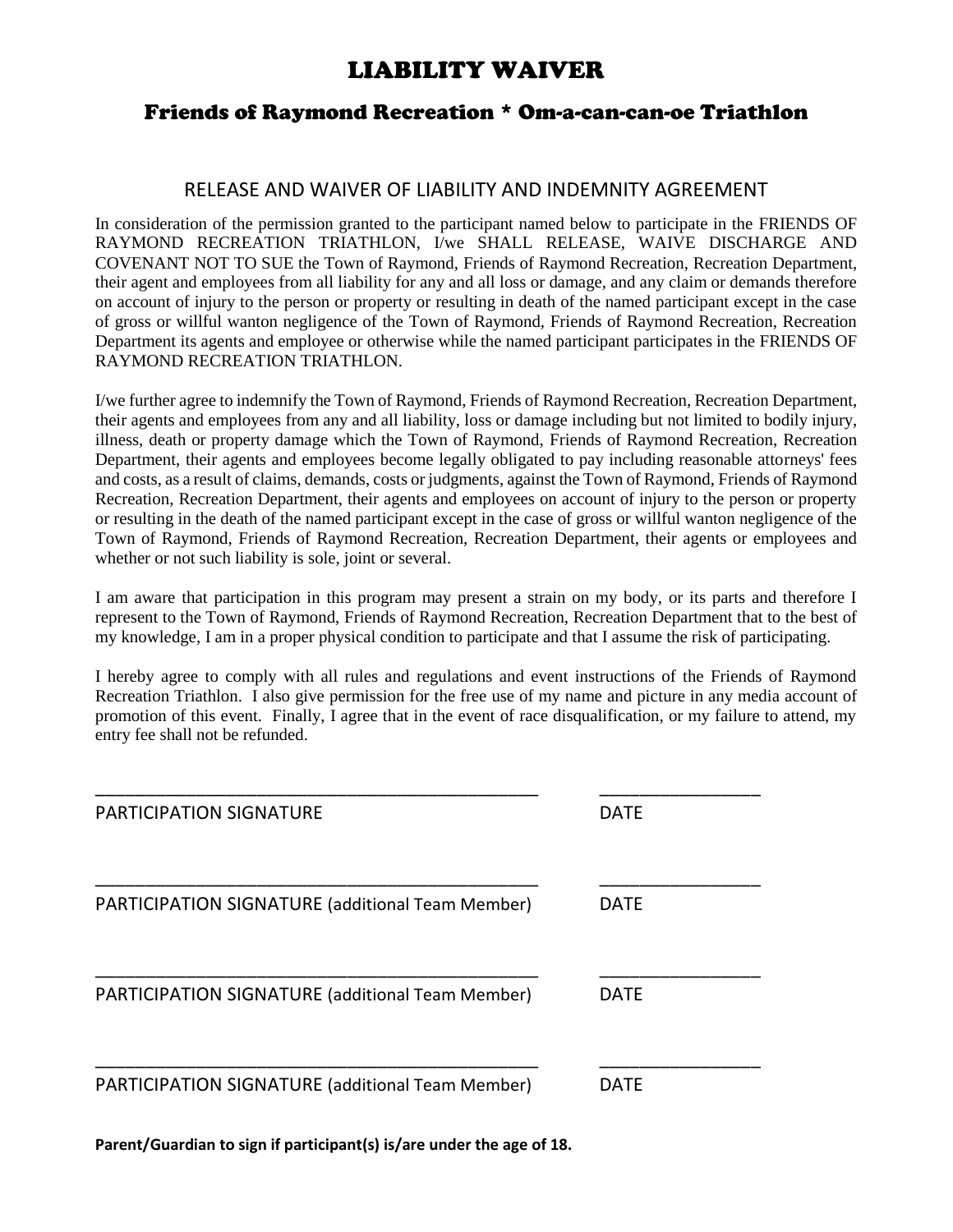# LIABILITY WAIVER

## Friends of Raymond Recreation * Om-a-can-can-oe Triathlon

### RELEASE AND WAIVER OF LIABILITY AND INDEMNITY AGREEMENT

In consideration of the permission granted to the participant named below to participate in the FRIENDS OF RAYMOND RECREATION TRIATHLON, I/we SHALL RELEASE, WAIVE DISCHARGE AND COVENANT NOT TO SUE the Town of Raymond, Friends of Raymond Recreation, Recreation Department, their agent and employees from all liability for any and all loss or damage, and any claim or demands therefore on account of injury to the person or property or resulting in death of the named participant except in the case of gross or willful wanton negligence of the Town of Raymond, Friends of Raymond Recreation, Recreation Department its agents and employee or otherwise while the named participant participates in the FRIENDS OF RAYMOND RECREATION TRIATHLON.

I/we further agree to indemnify the Town of Raymond, Friends of Raymond Recreation, Recreation Department, their agents and employees from any and all liability, loss or damage including but not limited to bodily injury, illness, death or property damage which the Town of Raymond, Friends of Raymond Recreation, Recreation Department, their agents and employees become legally obligated to pay including reasonable attorneys' fees and costs, as a result of claims, demands, costs or judgments, against the Town of Raymond, Friends of Raymond Recreation, Recreation Department, their agents and employees on account of injury to the person or property or resulting in the death of the named participant except in the case of gross or willful wanton negligence of the Town of Raymond, Friends of Raymond Recreation, Recreation Department, their agents or employees and whether or not such liability is sole, joint or several.

I am aware that participation in this program may present a strain on my body, or its parts and therefore I represent to the Town of Raymond, Friends of Raymond Recreation, Recreation Department that to the best of my knowledge, I am in a proper physical condition to participate and that I assume the risk of participating.

I hereby agree to comply with all rules and regulations and event instructions of the Friends of Raymond Recreation Triathlon. I also give permission for the free use of my name and picture in any media account of promotion of this event. Finally, I agree that in the event of race disqualification, or my failure to attend, my entry fee shall not be refunded.

_______________________________________________ ________________

PARTICIPATION SIGNATURE DATE

_______________________________________________ ________________

PARTICIPATION SIGNATURE (additional Team Member) DATE

_______________________________________________ ________________

PARTICIPATION SIGNATURE (additional Team Member) DATE

_______________________________________________ ________________

PARTICIPATION SIGNATURE (additional Team Member) DATE

**Parent/Guardian to sign if participant(s) is/are under the age of 18.**